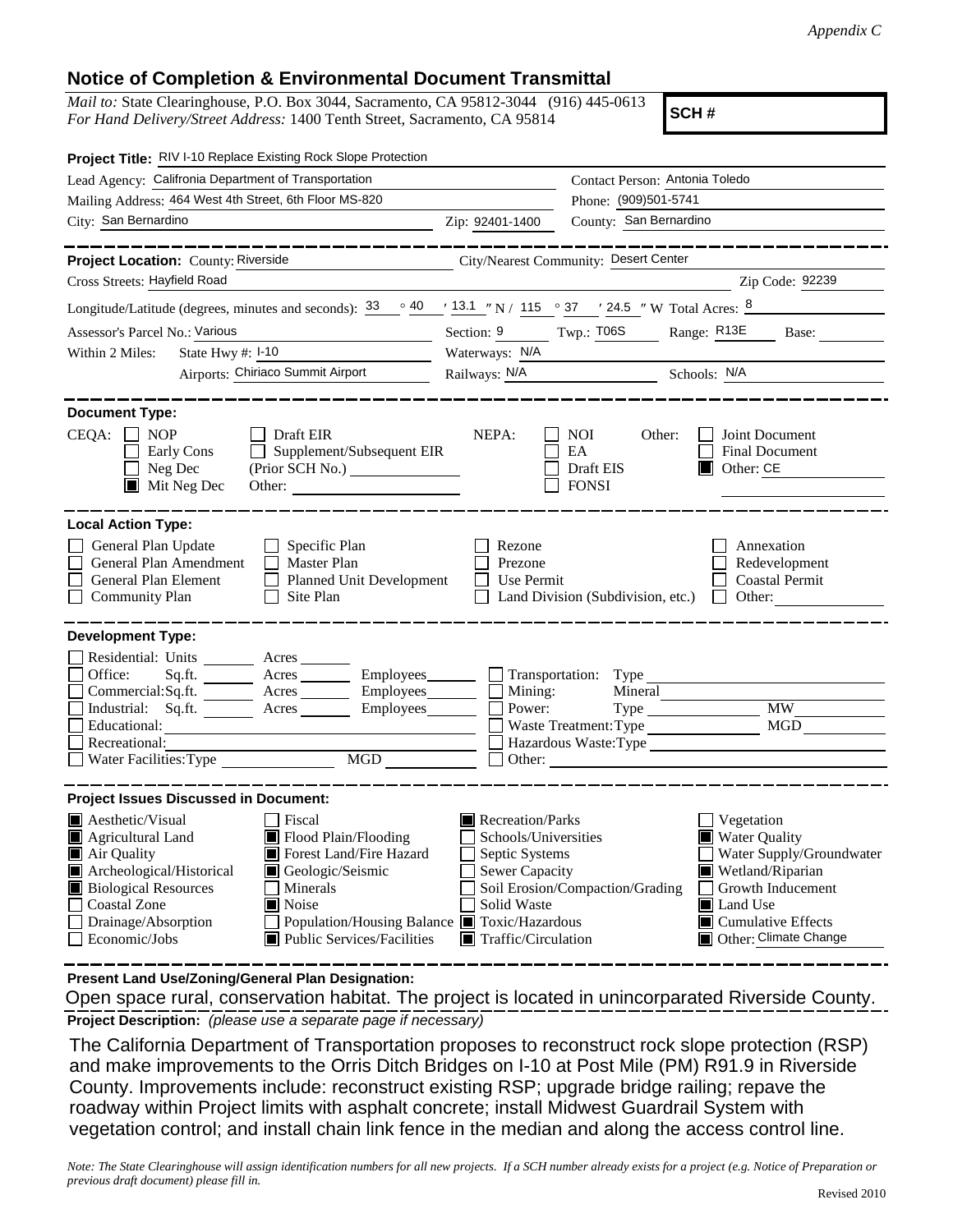*Appendix C*

## Notice of Completion & Environmental Document Transmittal

*Mail to:* State Clearinghouse, P.O. Box 3044, Sacramento, CA 95812-3044 (916) 445-0613
*For Hand Delivery/Street Address:* 1400 Tenth Street, Sacramento, CA 95814

**SCH #**

**Project Title:** RIV I-10 Replace Existing Rock Slope Protection

Lead Agency: Califronia Department of Transportation
Contact Person: Antonia Toledo
Mailing Address: 464 West 4th Street, 6th Floor MS-820
Phone: (909)501-5741
City: San Bernardino
Zip: 92401-1400
County: San Bernardino

**Project Location:** County: Riverside
City/Nearest Community: Desert Center
Cross Streets: Hayfield Road
Zip Code: 92239

Longitude/Latitude (degrees, minutes and seconds): 33 ° 40 ′ 13.1 ″ N / 115 ° 37 ′ 24.5 ″ W Total Acres: 8

Assessor's Parcel No.: Various
Section: 9 Twp.: T06S Range: R13E Base:

Within 2 Miles: State Hwy #: I-10
Waterways: N/A
Airports: Chiriaco Summit Airport
Railways: N/A
Schools: N/A

**Document Type:**

CEQA:
- [ ] NOP
- [ ] Early Cons
- [ ] Neg Dec
- [x] Mit Neg Dec
- [ ] Draft EIR
- [ ] Supplement/Subsequent EIR (Prior SCH No.)
- Other:

NEPA:
- [ ] NOI
- [ ] EA
- [ ] Draft EIS
- [ ] FONSI

Other:
- [ ] Joint Document
- [ ] Final Document
- [x] Other: CE

**Local Action Type:**

- [ ] General Plan Update
- [ ] General Plan Amendment
- [ ] General Plan Element
- [ ] Community Plan
- [ ] Specific Plan
- [ ] Master Plan
- [ ] Planned Unit Development
- [ ] Site Plan
- [ ] Rezone
- [ ] Prezone
- [ ] Use Permit
- [ ] Land Division (Subdivision, etc.)
- [ ] Annexation
- [ ] Redevelopment
- [ ] Coastal Permit
- [ ] Other:

**Development Type:**

- [ ] Residential: Units Acres
- [ ] Office: Sq.ft. Acres Employees
- [ ] Commercial: Sq.ft. Acres Employees
- [ ] Industrial: Sq.ft. Acres Employees
- [ ] Educational:
- [ ] Recreational:
- [ ] Water Facilities: Type MGD
- [ ] Transportation: Type
- [ ] Mining: Mineral
- [ ] Power: Type MW
- [ ] Waste Treatment: Type MGD
- [ ] Hazardous Waste: Type
- [ ] Other:

**Project Issues Discussed in Document:**

- [x] Aesthetic/Visual
- [x] Agricultural Land
- [x] Air Quality
- [x] Archeological/Historical
- [x] Biological Resources
- [ ] Coastal Zone
- [ ] Drainage/Absorption
- [ ] Economic/Jobs
- [ ] Fiscal
- [x] Flood Plain/Flooding
- [x] Forest Land/Fire Hazard
- [x] Geologic/Seismic
- [ ] Minerals
- [x] Noise
- [ ] Population/Housing Balance
- [x] Public Services/Facilities
- [x] Recreation/Parks
- [ ] Schools/Universities
- [ ] Septic Systems
- [ ] Sewer Capacity
- [ ] Soil Erosion/Compaction/Grading
- [ ] Solid Waste
- [x] Toxic/Hazardous
- [x] Traffic/Circulation
- [ ] Vegetation
- [x] Water Quality
- [ ] Water Supply/Groundwater
- [x] Wetland/Riparian
- [ ] Growth Inducement
- [x] Land Use
- [x] Cumulative Effects
- [x] Other: Climate Change

**Present Land Use/Zoning/General Plan Designation:**

Open space rural, conservation habitat. The project is located in unincorparated Riverside County.

**Project Description:** *(please use a separate page if necessary)*

The California Department of Transportation proposes to reconstruct rock slope protection (RSP) and make improvements to the Orris Ditch Bridges on I-10 at Post Mile (PM) R91.9 in Riverside County. Improvements include: reconstruct existing RSP; upgrade bridge railing; repave the roadway within Project limits with asphalt concrete; install Midwest Guardrail System with vegetation control; and install chain link fence in the median and along the access control line.

*Note: The State Clearinghouse will assign identification numbers for all new projects. If a SCH number already exists for a project (e.g. Notice of Preparation or previous draft document) please fill in.*

Revised 2010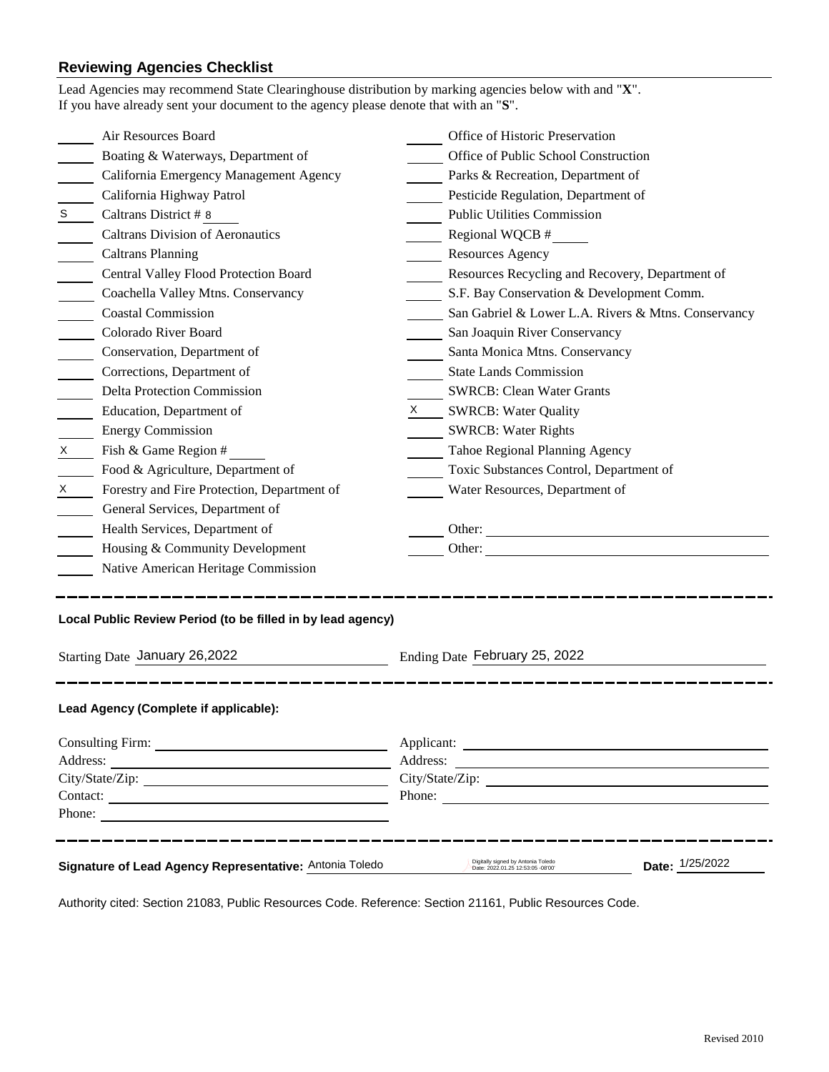## Reviewing Agencies Checklist

Lead Agencies may recommend State Clearinghouse distribution by marking agencies below with and "**X**". If you have already sent your document to the agency please denote that with an "**S**".

| Mark | Agency | Mark | Agency |
|---|---|---|---|
| | Air Resources Board | | Office of Historic Preservation |
| | Boating & Waterways, Department of | | Office of Public School Construction |
| | California Emergency Management Agency | | Parks & Recreation, Department of |
| | California Highway Patrol | | Pesticide Regulation, Department of |
| S | Caltrans District # 8 | | Public Utilities Commission |
| | Caltrans Division of Aeronautics | | Regional WQCB # |
| | Caltrans Planning | | Resources Agency |
| | Central Valley Flood Protection Board | | Resources Recycling and Recovery, Department of |
| | Coachella Valley Mtns. Conservancy | | S.F. Bay Conservation & Development Comm. |
| | Coastal Commission | | San Gabriel & Lower L.A. Rivers & Mtns. Conservancy |
| | Colorado River Board | | San Joaquin River Conservancy |
| | Conservation, Department of | | Santa Monica Mtns. Conservancy |
| | Corrections, Department of | | State Lands Commission |
| | Delta Protection Commission | | SWRCB: Clean Water Grants |
| | Education, Department of | X | SWRCB: Water Quality |
| | Energy Commission | | SWRCB: Water Rights |
| X | Fish & Game Region # | | Tahoe Regional Planning Agency |
| | Food & Agriculture, Department of | | Toxic Substances Control, Department of |
| X | Forestry and Fire Protection, Department of | | Water Resources, Department of |
| | General Services, Department of | | |
| | Health Services, Department of | | Other: |
| | Housing & Community Development | | Other: |
| | Native American Heritage Commission | | |

---

**Local Public Review Period (to be filled in by lead agency)**

Starting Date January 26,2022 Ending Date February 25, 2022

---

**Lead Agency (Complete if applicable):**

Consulting Firm:
Address:
City/State/Zip:
Contact:
Phone:

Applicant:
Address:
City/State/Zip:
Phone:

---

**Signature of Lead Agency Representative:** Antonia Toledo Digitally signed by Antonia Toledo Date: 2022.01.25 12:53:05 -08'00' **Date:** 1/25/2022

Authority cited: Section 21083, Public Resources Code. Reference: Section 21161, Public Resources Code.

Revised 2010